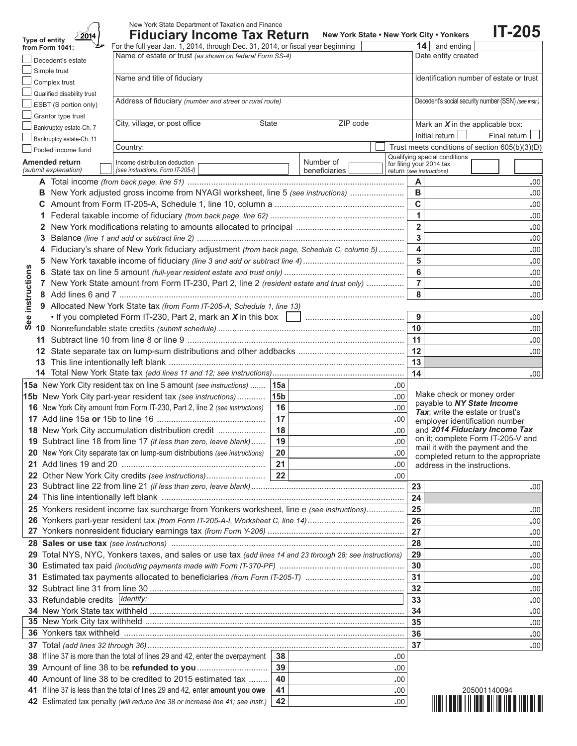New York State Department of Taxation and Finance

# Fiduciary Income Tax Return

**New York State • New York City • Yonkers**

# IT-205

**2014**

**Type of entity from Form 1041:**

- ☐ Decedent's estate
- ☐ Simple trust
- ☐ Complex trust
- ☐ Qualified disability trust
- ☐ ESBT (S portion only)
- ☐ Grantor type trust
- ☐ Bankruptcy estate-Ch. 7
- ☐ Bankruptcy estate-Ch. 11
- ☐ Pooled income fund

**Amended return** *(submit explanation)* ☐

For the full year Jan. 1, 2014, through Dec. 31, 2014, or fiscal year beginning ______ 14 and ending ______

| | |
|---|---|
| Name of estate or trust *(as shown on federal Form SS-4)* | Date entity created |
| Name and title of fiduciary | Identification number of estate or trust |
| Address of fiduciary *(number and street or rural route)* | Decedent's social security number (SSN) *(see instr.)* |
| City, village, or post office — State — ZIP code | Mark an ***X*** in the applicable box: Initial return ☐ Final return ☐ |
| Country: | ☐ Trust meets conditions of section 605(b)(3)(D) |
| Income distribution deduction *(see instructions, Form IT-205-I)* — Number of beneficiaries | Qualifying special conditions for filing your 2014 tax return *(see instructions)* |

*See instructions*

| Line | Description | Box | Amount |
|---|---|---|---|
| **A** | Total income *(from back page, line 51)* | A | .00 |
| **B** | New York adjusted gross income from NYAGI worksheet, line 5 *(see instructions)* | B | .00 |
| **C** | Amount from Form IT-205-A, Schedule 1, line 10, column a | C | .00 |
| **1** | Federal taxable income of fiduciary *(from back page, line 62)* | 1 | .00 |
| **2** | New York modifications relating to amounts allocated to principal | 2 | .00 |
| **3** | Balance *(line 1 and add or subtract line 2)* | 3 | .00 |
| **4** | Fiduciary's share of New York fiduciary adjustment *(from back page, Schedule C, column 5)* | 4 | .00 |
| **5** | New York taxable income of fiduciary *(line 3 and add or subtract line 4)* | 5 | .00 |
| **6** | State tax on line 5 amount *(full-year resident estate and trust only)* | 6 | .00 |
| **7** | New York State amount from Form IT-230, Part 2, line 2 *(resident estate and trust only)* | 7 | .00 |
| **8** | Add lines 6 and 7 | 8 | .00 |
| **9** | Allocated New York State tax *(from Form IT-205-A, Schedule 1, line 13)* • If you completed Form IT-230, Part 2, mark an ***X*** in this box ☐ | 9 | .00 |
| **10** | Nonrefundable state credits *(submit schedule)* | 10 | .00 |
| **11** | Subtract line 10 from line 8 or line 9 | 11 | .00 |
| **12** | State separate tax on lump-sum distributions and other addbacks | 12 | .00 |
| **13** | This line intentionally left blank | 13 | |
| **14** | Total New York State tax *(add lines 11 and 12; see instructions)* | 14 | .00 |

| Line | Description | Box | Amount |
|---|---|---|---|
| **15a** | New York City resident tax on line 5 amount *(see instructions)* | 15a | .00 |
| **15b** | New York City part-year resident tax *(see instructions)* | 15b | .00 |
| **16** | New York City amount from Form IT-230, Part 2, line 2 *(see instructions)* | 16 | .00 |
| **17** | Add line 15a **or** 15b to line 16 | 17 | .00 |
| **18** | New York City accumulation distribution credit | 18 | .00 |
| **19** | Subtract line 18 from line 17 *(if less than zero, leave blank)* | 19 | .00 |
| **20** | New York City separate tax on lump-sum distributions *(see instructions)* | 20 | .00 |
| **21** | Add lines 19 and 20 | 21 | .00 |
| **22** | Other New York City credits *(see instructions)* | 22 | .00 |

Make check or money order payable to ***NY State Income Tax***; write the estate or trust's employer identification number and ***2014 Fiduciary Income Tax*** on it; complete Form IT-205-V and mail it with the payment and the completed return to the appropriate address in the instructions.

| Line | Description | Box | Amount |
|---|---|---|---|
| **23** | Subtract line 22 from line 21 *(if less than zero, leave blank)* | 23 | .00 |
| **24** | This line intentionally left blank | 24 | |
| **25** | Yonkers resident income tax surcharge from Yonkers worksheet, line e *(see instructions)* | 25 | .00 |
| **26** | Yonkers part-year resident tax *(from Form IT-205-A-I, Worksheet C, line 14)* | 26 | .00 |
| **27** | Yonkers nonresident fiduciary earnings tax *(from Form Y-206)* | 27 | .00 |
| **28** | **Sales or use tax** *(see instructions)* | 28 | .00 |
| **29** | Total NYS, NYC, Yonkers taxes, and sales or use tax *(add lines 14 and 23 through 28; see instructions)* | 29 | .00 |
| **30** | Estimated tax paid *(including payments made with Form IT-370-PF)* | 30 | .00 |
| **31** | Estimated tax payments allocated to beneficiaries *(from Form IT-205-T)* | 31 | .00 |
| **32** | Subtract line 31 from line 30 | 32 | .00 |
| **33** | Refundable credits *Identify:* | 33 | .00 |
| **34** | New York State tax withheld | 34 | .00 |
| **35** | New York City tax withheld | 35 | .00 |
| **36** | Yonkers tax withheld | 36 | .00 |
| **37** | Total *(add lines 32 through 36)* | 37 | .00 |

| Line | Description | Box | Amount |
|---|---|---|---|
| **38** | If line 37 is more than the total of lines 29 and 42, enter the overpayment | 38 | .00 |
| **39** | Amount of line 38 to be **refunded to you** | 39 | .00 |
| **40** | Amount of line 38 to be credited to 2015 estimated tax | 40 | .00 |
| **41** | If line 37 is less than the total of lines 29 and 42, enter **amount you owe** | 41 | .00 |
| **42** | Estimated tax penalty *(will reduce line 38 or increase line 41; see instr.)* | 42 | .00 |

205001140094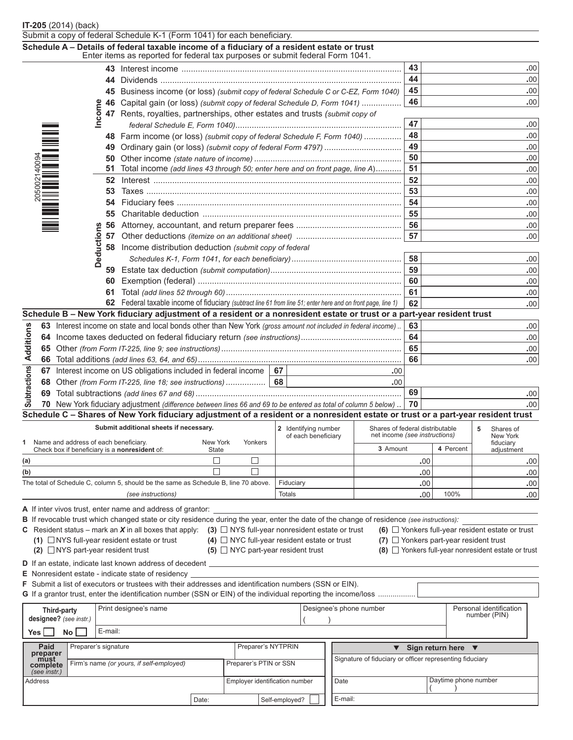IT-205 (2014) (back)

Submit a copy of federal Schedule K-1 (Form 1041) for each beneficiary.

## Schedule A – Details of federal taxable income of a fiduciary of a resident estate or trust

Enter items as reported for federal tax purposes or submit federal Form 1041.

| | | | |
|---|---|---|---|
| **Income** | 43 Interest income | 43 | .00 |
| | 44 Dividends | 44 | .00 |
| | 45 Business income (or loss) *(submit copy of federal Schedule C or C-EZ, Form 1040)* | 45 | .00 |
| | 46 Capital gain (or loss) *(submit copy of federal Schedule D, Form 1041)* | 46 | .00 |
| | 47 Rents, royalties, partnerships, other estates and trusts *(submit copy of federal Schedule E, Form 1040)* | 47 | .00 |
| | 48 Farm income (or loss) *(submit copy of federal Schedule F, Form 1040)* | 48 | .00 |
| | 49 Ordinary gain (or loss) *(submit copy of federal Form 4797)* | 49 | .00 |
| | 50 Other income *(state nature of income)* | 50 | .00 |
| | 51 Total income *(add lines 43 through 50; enter here and on front page, line A)* | 51 | .00 |
| **Deductions** | 52 Interest | 52 | .00 |
| | 53 Taxes | 53 | .00 |
| | 54 Fiduciary fees | 54 | .00 |
| | 55 Charitable deduction | 55 | .00 |
| | 56 Attorney, accountant, and return preparer fees | 56 | .00 |
| | 57 Other deductions *(itemize on an additional sheet)* | 57 | .00 |
| | 58 Income distribution deduction *(submit copy of federal Schedules K-1, Form 1041, for each beneficiary)* | 58 | .00 |
| | 59 Estate tax deduction *(submit computation)* | 59 | .00 |
| | 60 Exemption (federal) | 60 | .00 |
| | 61 Total *(add lines 52 through 60)* | 61 | .00 |
| | 62 Federal taxable income of fiduciary *(subtract line 61 from line 51; enter here and on front page, line 1)* | 62 | .00 |

## Schedule B – New York fiduciary adjustment of a resident or a nonresident estate or trust or a part-year resident trust

| | | | | | |
|---|---|---|---|---|---|
| **Additions** | 63 Interest income on state and local bonds other than New York *(gross amount not included in federal income)* | | | 63 | .00 |
| | 64 Income taxes deducted on federal fiduciary return *(see instructions)* | | | 64 | .00 |
| | 65 Other *(from Form IT-225, line 9; see instructions)* | | | 65 | .00 |
| | 66 Total additions *(add lines 63, 64, and 65)* | | | 66 | .00 |
| **Subtractions** | 67 Interest income on US obligations included in federal income | 67 | .00 | | |
| | 68 Other *(from Form IT-225, line 18; see instructions)* | 68 | .00 | | |
| | 69 Total subtractions *(add lines 67 and 68)* | | | 69 | .00 |
| | 70 New York fiduciary adjustment *(difference between lines 66 and 69 to be entered as total of column 5 below)* | | | 70 | .00 |

## Schedule C – Shares of New York fiduciary adjustment of a resident or a nonresident estate or trust or a part-year resident trust

Submit additional sheets if necessary.

| 1 Name and address of each beneficiary. Check box if beneficiary is a **nonresident** of: | New York State | Yonkers | 2 Identifying number of each beneficiary | Shares of federal distributable net income *(see instructions)* 3 Amount | 4 Percent | 5 Shares of New York fiduciary adjustment |
|---|---|---|---|---|---|---|
| (a) | ☐ | ☐ | | .00 | | .00 |
| (b) | ☐ | ☐ | | .00 | | .00 |
| The total of Schedule C, column 5, should be the same as Schedule B, line 70 above. | | | Fiduciary | .00 | | .00 |
| *(see instructions)* | | | Totals | .00 | 100% | .00 |

**A** If inter vivos trust, enter name and address of grantor: ______

**B** If revocable trust which changed state or city residence during the year, enter the date of the change of residence *(see instructions)*: ______

**C** Resident status – mark an ***X*** in all boxes that apply:
- (1) ☐ NYS full-year resident estate or trust
- (2) ☐ NYS part-year resident trust
- (3) ☐ NYS full-year nonresident estate or trust
- (4) ☐ NYC full-year resident estate or trust
- (5) ☐ NYC part-year resident trust
- (6) ☐ Yonkers full-year resident estate or trust
- (7) ☐ Yonkers part-year resident trust
- (8) ☐ Yonkers full-year nonresident estate or trust

**D** If an estate, indicate last known address of decedent ______

**E** Nonresident estate - indicate state of residency ______

**F** Submit a list of executors or trustees with their addresses and identification numbers (SSN or EIN).

**G** If a grantor trust, enter the identification number (SSN or EIN) of the individual reporting the income/loss ______

| Third-party designee? *(see instr.)* | Print designee's name | Designee's phone number ( ) | Personal identification number (PIN) |
|---|---|---|---|
| Yes ☐ No ☐ | E-mail: | | |

| Paid preparer must complete *(see instr.)* | | | ▼ Sign return here ▼ | |
|---|---|---|---|---|
| Preparer's signature | | Preparer's NYTPRIN | Signature of fiduciary or officer representing fiduciary | |
| Firm's name *(or yours, if self-employed)* | | Preparer's PTIN or SSN | | |
| Address | | Employer identification number | Date | Daytime phone number ( ) |
| | Date: | Self-employed? ☐ | E-mail: | |